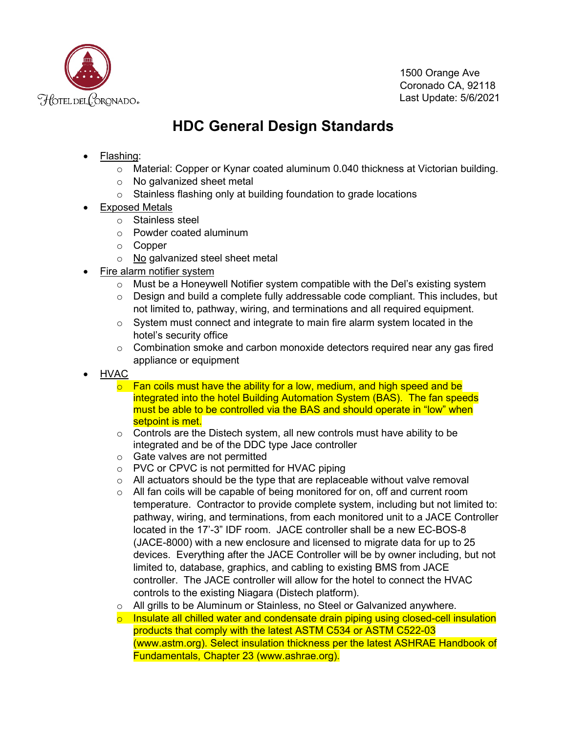Hotel del Coronado

1500 Orange Ave
Coronado CA, 92118
Last Update: 5/6/2021

# HDC General Design Standards

- Flashing:
  - Material: Copper or Kynar coated aluminum 0.040 thickness at Victorian building.
  - No galvanized sheet metal
  - Stainless flashing only at building foundation to grade locations
- Exposed Metals
  - Stainless steel
  - Powder coated aluminum
  - Copper
  - No galvanized steel sheet metal
- Fire alarm notifier system
  - Must be a Honeywell Notifier system compatible with the Del's existing system
  - Design and build a complete fully addressable code compliant. This includes, but not limited to, pathway, wiring, and terminations and all required equipment.
  - System must connect and integrate to main fire alarm system located in the hotel's security office
  - Combination smoke and carbon monoxide detectors required near any gas fired appliance or equipment
- HVAC
  - Fan coils must have the ability for a low, medium, and high speed and be integrated into the hotel Building Automation System (BAS). The fan speeds must be able to be controlled via the BAS and should operate in "low" when setpoint is met.
  - Controls are the Distech system, all new controls must have ability to be integrated and be of the DDC type Jace controller
  - Gate valves are not permitted
  - PVC or CPVC is not permitted for HVAC piping
  - All actuators should be the type that are replaceable without valve removal
  - All fan coils will be capable of being monitored for on, off and current room temperature. Contractor to provide complete system, including but not limited to: pathway, wiring, and terminations, from each monitored unit to a JACE Controller located in the 17'-3" IDF room. JACE controller shall be a new EC-BOS-8 (JACE-8000) with a new enclosure and licensed to migrate data for up to 25 devices. Everything after the JACE Controller will be by owner including, but not limited to, database, graphics, and cabling to existing BMS from JACE controller. The JACE controller will allow for the hotel to connect the HVAC controls to the existing Niagara (Distech platform).
  - All grills to be Aluminum or Stainless, no Steel or Galvanized anywhere.
  - Insulate all chilled water and condensate drain piping using closed-cell insulation products that comply with the latest ASTM C534 or ASTM C522-03 (www.astm.org). Select insulation thickness per the latest ASHRAE Handbook of Fundamentals, Chapter 23 (www.ashrae.org).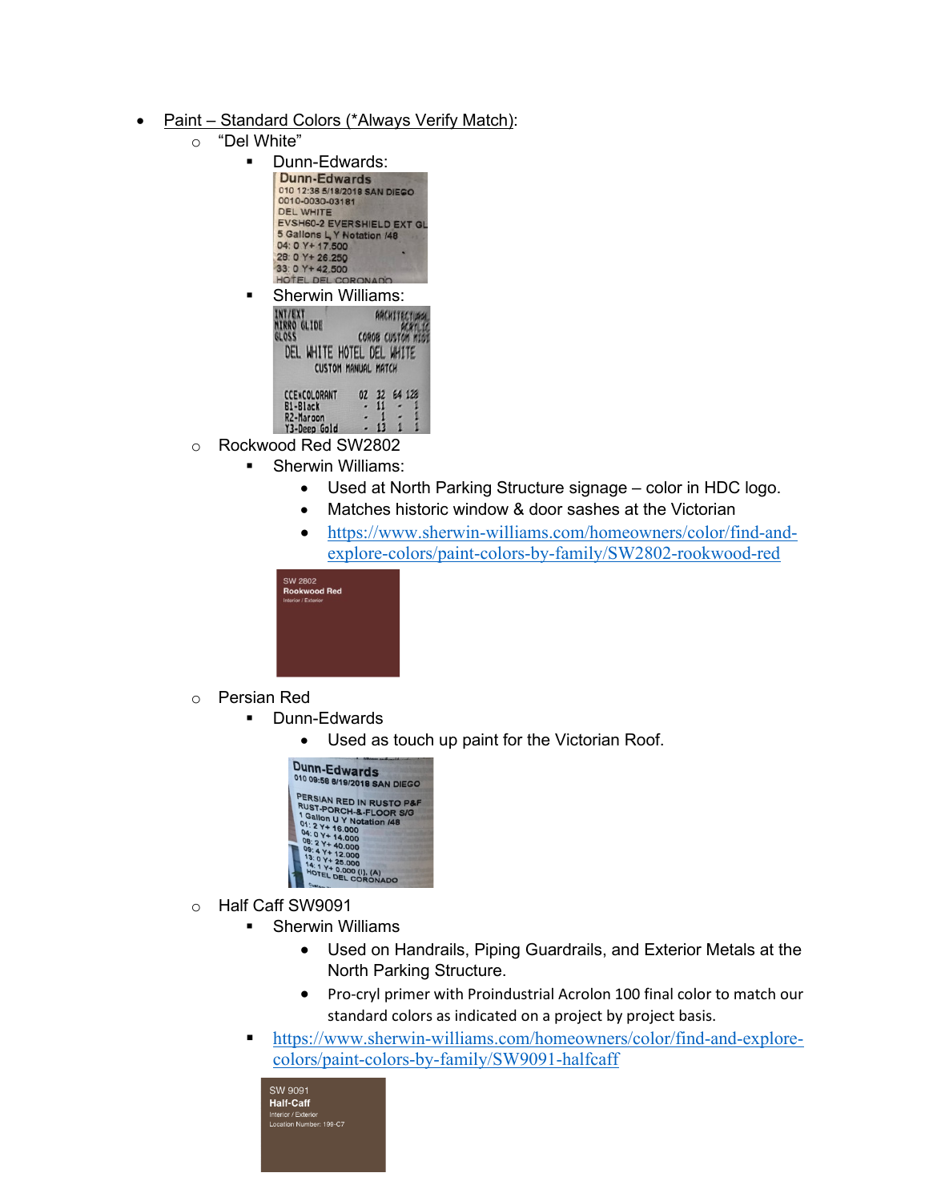- Paint – Standard Colors (*Always Verify Match):
  - "Del White"
    - Dunn-Edwards:
    - Sherwin Williams:
  - Rockwood Red SW2802
    - Sherwin Williams:
      - Used at North Parking Structure signage – color in HDC logo.
      - Matches historic window & door sashes at the Victorian
      - https://www.sherwin-williams.com/homeowners/color/find-and-explore-colors/paint-colors-by-family/SW2802-rookwood-red
  - Persian Red
    - Dunn-Edwards
      - Used as touch up paint for the Victorian Roof.
  - Half Caff SW9091
    - Sherwin Williams
      - Used on Handrails, Piping Guardrails, and Exterior Metals at the North Parking Structure.
      - Pro-cryl primer with Proindustrial Acrolon 100 final color to match our standard colors as indicated on a project by project basis.
    - https://www.sherwin-williams.com/homeowners/color/find-and-explore-colors/paint-colors-by-family/SW9091-halfcaff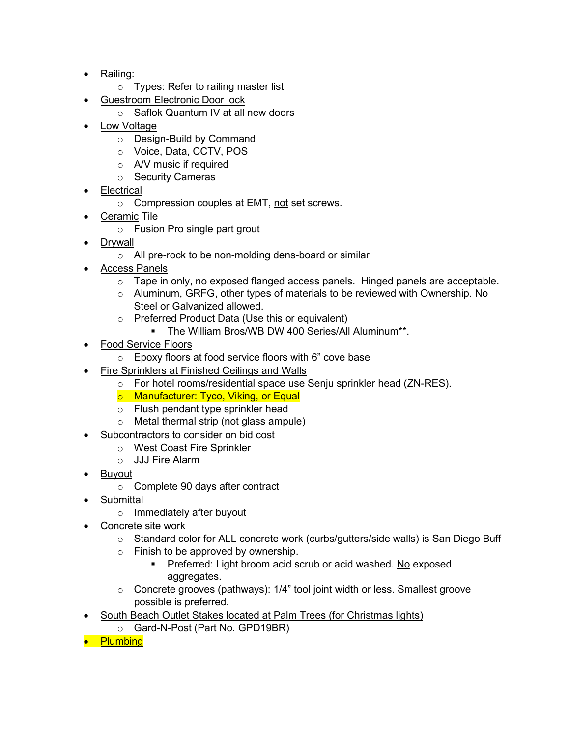- Railing:
  - Types: Refer to railing master list
- Guestroom Electronic Door lock
  - Saflok Quantum IV at all new doors
- Low Voltage
  - Design-Build by Command
  - Voice, Data, CCTV, POS
  - A/V music if required
  - Security Cameras
- Electrical
  - Compression couples at EMT, not set screws.
- Ceramic Tile
  - Fusion Pro single part grout
- Drywall
  - All pre-rock to be non-molding dens-board or similar
- Access Panels
  - Tape in only, no exposed flanged access panels. Hinged panels are acceptable.
  - Aluminum, GRFG, other types of materials to be reviewed with Ownership. No Steel or Galvanized allowed.
  - Preferred Product Data (Use this or equivalent)
    - The William Bros/WB DW 400 Series/All Aluminum**.
- Food Service Floors
  - Epoxy floors at food service floors with 6" cove base
- Fire Sprinklers at Finished Ceilings and Walls
  - For hotel rooms/residential space use Senju sprinkler head (ZN-RES).
  - Manufacturer: Tyco, Viking, or Equal
  - Flush pendant type sprinkler head
  - Metal thermal strip (not glass ampule)
- Subcontractors to consider on bid cost
  - West Coast Fire Sprinkler
  - JJJ Fire Alarm
- Buyout
  - Complete 90 days after contract
- Submittal
  - Immediately after buyout
- Concrete site work
  - Standard color for ALL concrete work (curbs/gutters/side walls) is San Diego Buff
  - Finish to be approved by ownership.
    - Preferred: Light broom acid scrub or acid washed. No exposed aggregates.
  - Concrete grooves (pathways): 1/4" tool joint width or less. Smallest groove possible is preferred.
- South Beach Outlet Stakes located at Palm Trees (for Christmas lights)
  - Gard-N-Post (Part No. GPD19BR)
- Plumbing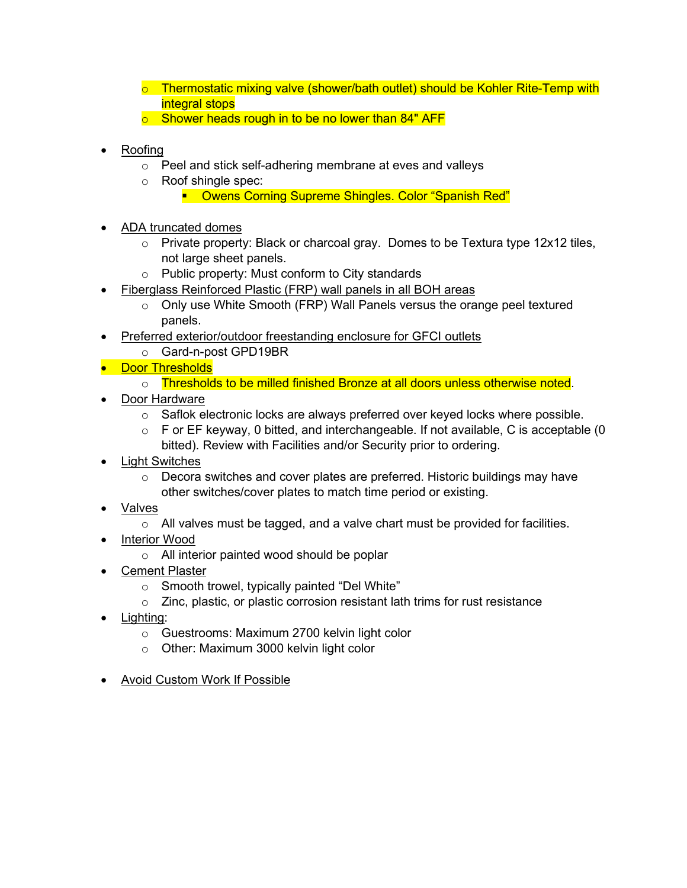- Thermostatic mixing valve (shower/bath outlet) should be Kohler Rite-Temp with integral stops
  - Shower heads rough in to be no lower than 84" AFF

- <u>Roofing</u>
  - Peel and stick self-adhering membrane at eves and valleys
  - Roof shingle spec:
    - Owens Corning Supreme Shingles. Color "Spanish Red"

- <u>ADA truncated domes</u>
  - Private property: Black or charcoal gray. Domes to be Textura type 12x12 tiles, not large sheet panels.
  - Public property: Must conform to City standards
- <u>Fiberglass Reinforced Plastic (FRP) wall panels in all BOH areas</u>
  - Only use White Smooth (FRP) Wall Panels versus the orange peel textured panels.
- <u>Preferred exterior/outdoor freestanding enclosure for GFCI outlets</u>
  - Gard-n-post GPD19BR
- <u>Door Thresholds</u>
  - Thresholds to be milled finished Bronze at all doors unless otherwise noted.
- <u>Door Hardware</u>
  - Saflok electronic locks are always preferred over keyed locks where possible.
  - F or EF keyway, 0 bitted, and interchangeable. If not available, C is acceptable (0 bitted). Review with Facilities and/or Security prior to ordering.
- <u>Light Switches</u>
  - Decora switches and cover plates are preferred. Historic buildings may have other switches/cover plates to match time period or existing.
- <u>Valves</u>
  - All valves must be tagged, and a valve chart must be provided for facilities.
- <u>Interior Wood</u>
  - All interior painted wood should be poplar
- <u>Cement Plaster</u>
  - Smooth trowel, typically painted "Del White"
  - Zinc, plastic, or plastic corrosion resistant lath trims for rust resistance
- <u>Lighting</u>:
  - Guestrooms: Maximum 2700 kelvin light color
  - Other: Maximum 3000 kelvin light color

- <u>Avoid Custom Work If Possible</u>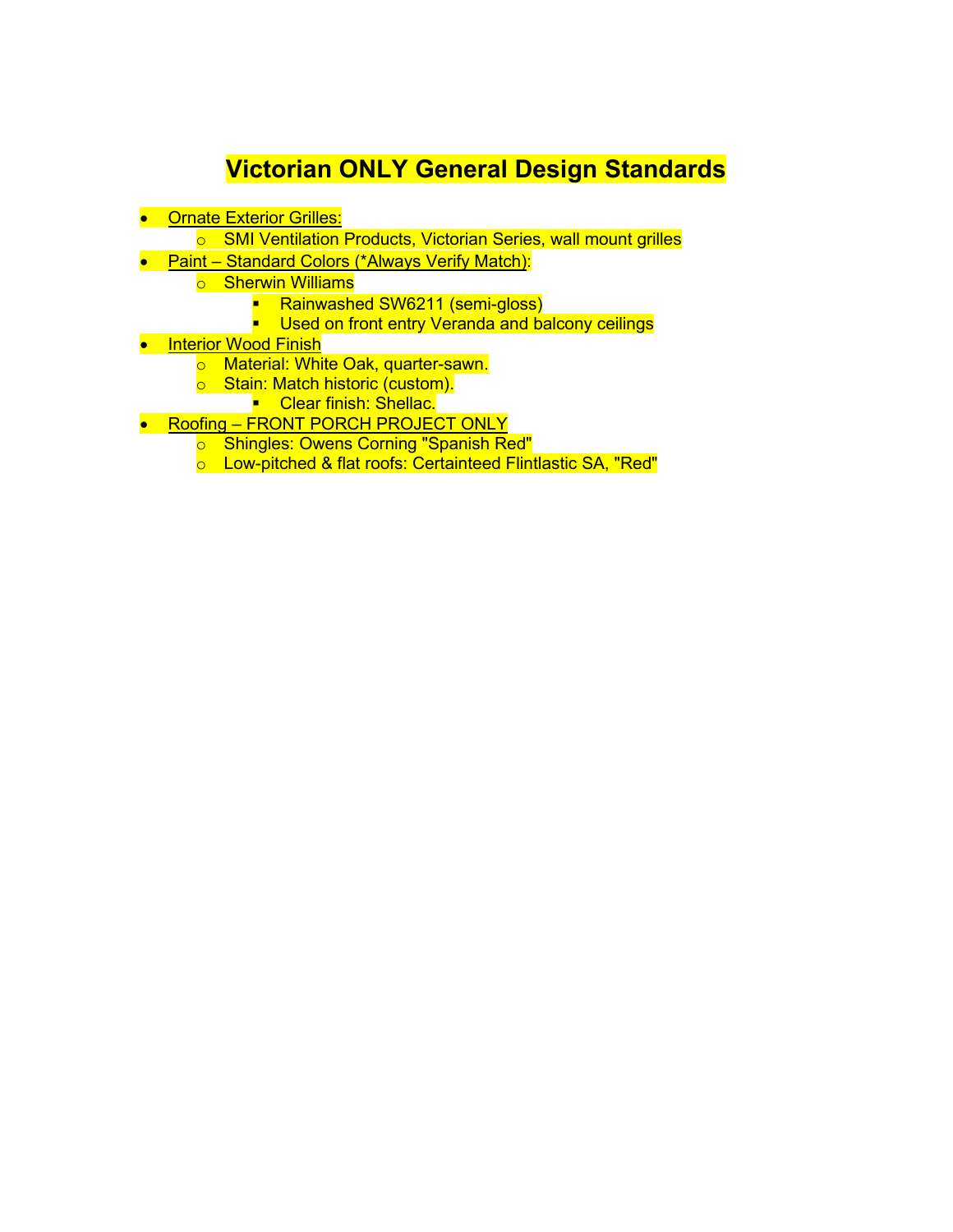# Victorian ONLY General Design Standards

- Ornate Exterior Grilles:
  - SMI Ventilation Products, Victorian Series, wall mount grilles
- Paint – Standard Colors (*Always Verify Match):
  - Sherwin Williams
    - Rainwashed SW6211 (semi-gloss)
    - Used on front entry Veranda and balcony ceilings
- Interior Wood Finish
  - Material: White Oak, quarter-sawn.
  - Stain: Match historic (custom).
    - Clear finish: Shellac.
- Roofing – FRONT PORCH PROJECT ONLY
  - Shingles: Owens Corning "Spanish Red"
  - Low-pitched & flat roofs: Certainteed Flintlastic SA, "Red"